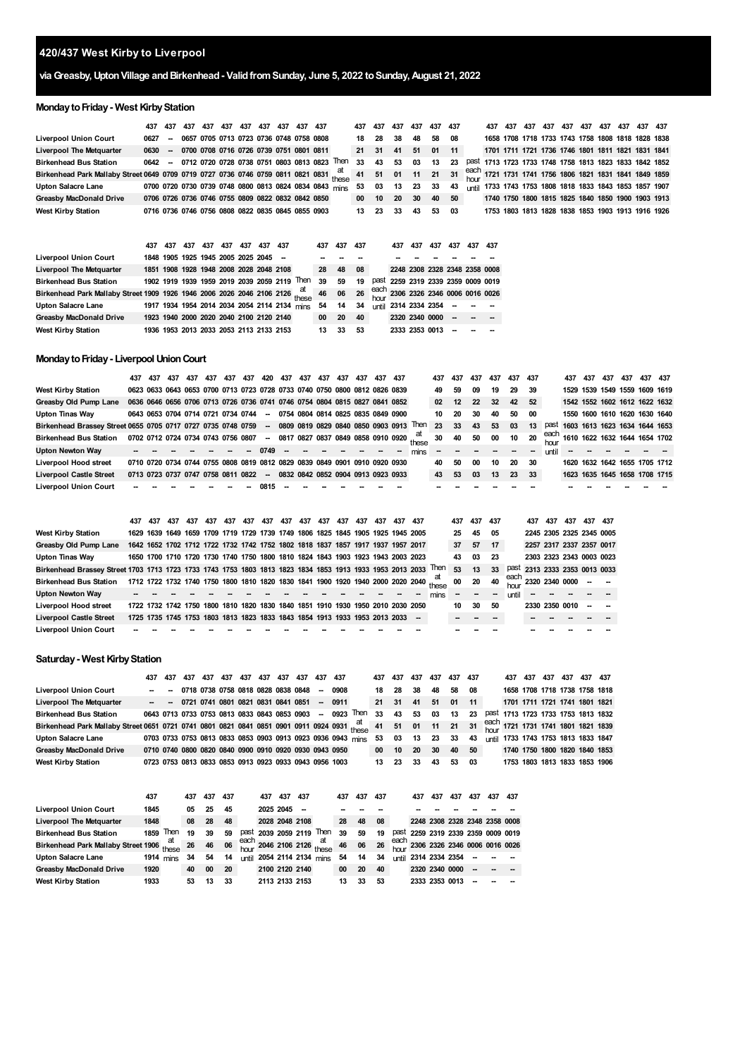# 420/437 West Kirby to Liverpool

## via Greasby, Upton Village and Birkenhead - Valid from Sunday, June 5, 2022 to Sunday, August 21, 2022

### Monday to Friday - West Kirby Station

| | 437 | 437 | 437 | 437 | 437 | 437 | 437 | 437 | 437 | 437 | | 437 | 437 | 437 | 437 | 437 | 437 | | 437 | 437 | 437 | 437 | 437 | 437 | 437 | 437 | 437 | 437 |
|---|---|---|---|---|---|---|---|---|---|---|---|---|---|---|---|---|---|---|---|---|---|---|---|---|---|---|---|---|
| Liverpool Union Court | 0627 | -- | 0657 | 0705 | 0713 | 0723 | 0736 | 0748 | 0758 | 0808 | | 18 | 28 | 38 | 48 | 58 | 08 | | 1658 | 1708 | 1718 | 1733 | 1743 | 1758 | 1808 | 1818 | 1828 | 1838 |
| Liverpool The Metquarter | 0630 | -- | 0700 | 0708 | 0716 | 0726 | 0739 | 0751 | 0801 | 0811 | | 21 | 31 | 41 | 51 | 01 | 11 | | 1701 | 1711 | 1721 | 1736 | 1746 | 1801 | 1811 | 1821 | 1831 | 1841 |
| Birkenhead Bus Station | 0642 | -- | 0712 | 0720 | 0728 | 0738 | 0751 | 0803 | 0813 | 0823 | Then | 33 | 43 | 53 | 03 | 13 | 23 | past | 1713 | 1723 | 1733 | 1748 | 1758 | 1813 | 1823 | 1833 | 1842 | 1852 |
| Birkenhead Park Mallaby Street | 0649 | 0709 | 0719 | 0727 | 0736 | 0746 | 0759 | 0811 | 0821 | 0831 | at these | 41 | 51 | 01 | 11 | 21 | 31 | each hour | 1721 | 1731 | 1741 | 1756 | 1806 | 1821 | 1831 | 1841 | 1849 | 1859 |
| Upton Salacre Lane | 0700 | 0720 | 0730 | 0739 | 0748 | 0800 | 0813 | 0824 | 0834 | 0843 | mins | 53 | 03 | 13 | 23 | 33 | 43 | until | 1733 | 1743 | 1753 | 1808 | 1818 | 1833 | 1843 | 1853 | 1857 | 1907 |
| Greasby MacDonald Drive | 0706 | 0726 | 0736 | 0746 | 0755 | 0809 | 0822 | 0832 | 0842 | 0850 | | 00 | 10 | 20 | 30 | 40 | 50 | | 1740 | 1750 | 1800 | 1815 | 1825 | 1840 | 1850 | 1900 | 1903 | 1913 |
| West Kirby Station | 0716 | 0736 | 0746 | 0756 | 0808 | 0822 | 0835 | 0845 | 0855 | 0903 | | 13 | 23 | 33 | 43 | 53 | 03 | | 1753 | 1803 | 1813 | 1828 | 1838 | 1853 | 1903 | 1913 | 1916 | 1926 |

| | 437 | 437 | 437 | 437 | 437 | 437 | 437 | 437 | | 437 | 437 | 437 | | 437 | 437 | 437 | 437 | 437 | 437 |
|---|---|---|---|---|---|---|---|---|---|---|---|---|---|---|---|---|---|---|---|
| Liverpool Union Court | 1848 | 1905 | 1925 | 1945 | 2005 | 2025 | 2045 | -- | | -- | -- | -- | | -- | -- | -- | -- | -- | -- |
| Liverpool The Metquarter | 1851 | 1908 | 1928 | 1948 | 2008 | 2028 | 2048 | 2108 | | 28 | 48 | 08 | | 2248 | 2308 | 2328 | 2348 | 2358 | 0008 |
| Birkenhead Bus Station | 1902 | 1919 | 1939 | 1959 | 2019 | 2039 | 2059 | 2119 | Then | 39 | 59 | 19 | past | 2259 | 2319 | 2339 | 2359 | 0009 | 0019 |
| Birkenhead Park Mallaby Street | 1909 | 1926 | 1946 | 2006 | 2026 | 2046 | 2106 | 2126 | at these | 46 | 06 | 26 | each hour | 2306 | 2326 | 2346 | 0006 | 0016 | 0026 |
| Upton Salacre Lane | 1917 | 1934 | 1954 | 2014 | 2034 | 2054 | 2114 | 2134 | mins | 54 | 14 | 34 | until | 2314 | 2334 | 2354 | -- | -- | -- |
| Greasby MacDonald Drive | 1923 | 1940 | 2000 | 2020 | 2040 | 2100 | 2120 | 2140 | | 00 | 20 | 40 | | 2320 | 2340 | 0000 | -- | -- | -- |
| West Kirby Station | 1936 | 1953 | 2013 | 2033 | 2053 | 2113 | 2133 | 2153 | | 13 | 33 | 53 | | 2333 | 2353 | 0013 | -- | -- | -- |

### Monday to Friday - Liverpool Union Court

| | 437 | 437 | 437 | 437 | 437 | 437 | 437 | 420 | 437 | 437 | 437 | 437 | 437 | 437 | 437 | | 437 | 437 | 437 | 437 | 437 | 437 | | 437 | 437 | 437 | 437 | 437 | 437 |
|---|---|---|---|---|---|---|---|---|---|---|---|---|---|---|---|---|---|---|---|---|---|---|---|---|---|---|---|---|---|
| West Kirby Station | 0623 | 0633 | 0643 | 0653 | 0700 | 0713 | 0723 | 0728 | 0733 | 0740 | 0750 | 0800 | 0812 | 0826 | 0839 | | 49 | 59 | 09 | 19 | 29 | 39 | | 1529 | 1539 | 1549 | 1559 | 1609 | 1619 |
| Greasby Old Pump Lane | 0636 | 0646 | 0656 | 0706 | 0713 | 0726 | 0736 | 0741 | 0746 | 0754 | 0804 | 0814 | 0827 | 0841 | 0852 | | 02 | 12 | 22 | 32 | 42 | 52 | | 1542 | 1552 | 1602 | 1612 | 1622 | 1632 |
| Upton Tinas Way | 0643 | 0653 | 0704 | 0714 | 0721 | 0734 | 0744 | -- | 0754 | 0804 | 0814 | 0825 | 0835 | 0849 | 0900 | | 10 | 20 | 30 | 40 | 50 | 00 | | 1550 | 1600 | 1610 | 1620 | 1630 | 1640 |
| Birkenhead Brassey Street | 0655 | 0705 | 0717 | 0727 | 0735 | 0748 | 0759 | -- | 0809 | 0819 | 0829 | 0840 | 0850 | 0903 | 0913 | Then | 23 | 33 | 43 | 53 | 03 | 13 | past | 1603 | 1613 | 1623 | 1634 | 1644 | 1653 |
| Birkenhead Bus Station | 0702 | 0712 | 0724 | 0734 | 0743 | 0756 | 0807 | -- | 0817 | 0827 | 0837 | 0849 | 0858 | 0910 | 0920 | at these | 30 | 40 | 50 | 00 | 10 | 20 | each hour | 1610 | 1622 | 1632 | 1644 | 1654 | 1702 |
| Upton Newton Way | -- | -- | -- | -- | -- | -- | -- | 0749 | -- | -- | -- | -- | -- | -- | -- | mins | -- | -- | -- | -- | -- | -- | until | -- | -- | -- | -- | -- | -- |
| Liverpool Hood street | 0710 | 0720 | 0734 | 0744 | 0755 | 0808 | 0819 | 0812 | 0829 | 0839 | 0849 | 0901 | 0910 | 0920 | 0930 | | 40 | 50 | 00 | 10 | 20 | 30 | | 1620 | 1632 | 1642 | 1655 | 1705 | 1712 |
| Liverpool Castle Street | 0713 | 0723 | 0737 | 0747 | 0758 | 0811 | 0822 | -- | 0832 | 0842 | 0852 | 0904 | 0913 | 0923 | 0933 | | 43 | 53 | 03 | 13 | 23 | 33 | | 1623 | 1635 | 1645 | 1658 | 1708 | 1715 |
| Liverpool Union Court | -- | -- | -- | -- | -- | -- | -- | 0815 | -- | -- | -- | -- | -- | -- | -- | | -- | -- | -- | -- | -- | -- | | -- | -- | -- | -- | -- | -- |

| | 437 | 437 | 437 | 437 | 437 | 437 | 437 | 437 | 437 | 437 | 437 | 437 | 437 | 437 | 437 | 437 | | 437 | 437 | 437 | | 437 | 437 | 437 | 437 | 437 |
|---|---|---|---|---|---|---|---|---|---|---|---|---|---|---|---|---|---|---|---|---|---|---|---|---|---|---|
| West Kirby Station | 1629 | 1639 | 1649 | 1659 | 1709 | 1719 | 1729 | 1739 | 1749 | 1806 | 1825 | 1845 | 1905 | 1925 | 1945 | 2005 | | 25 | 45 | 05 | | 2245 | 2305 | 2325 | 2345 | 0005 |
| Greasby Old Pump Lane | 1642 | 1652 | 1702 | 1712 | 1722 | 1732 | 1742 | 1752 | 1802 | 1818 | 1837 | 1857 | 1917 | 1937 | 1957 | 2017 | | 37 | 57 | 17 | | 2257 | 2317 | 2337 | 2357 | 0017 |
| Upton Tinas Way | 1650 | 1700 | 1710 | 1720 | 1730 | 1740 | 1750 | 1800 | 1810 | 1824 | 1843 | 1903 | 1923 | 1943 | 2003 | 2023 | | 43 | 03 | 23 | | 2303 | 2323 | 2343 | 0003 | 0023 |
| Birkenhead Brassey Street | 1703 | 1713 | 1723 | 1733 | 1743 | 1753 | 1803 | 1813 | 1823 | 1834 | 1853 | 1913 | 1933 | 1953 | 2013 | 2033 | Then | 53 | 13 | 33 | past | 2313 | 2333 | 2353 | 0013 | 0033 |
| Birkenhead Bus Station | 1712 | 1722 | 1732 | 1740 | 1750 | 1800 | 1810 | 1820 | 1830 | 1841 | 1900 | 1920 | 1940 | 2000 | 2020 | 2040 | at these | 00 | 20 | 40 | each hour | 2320 | 2340 | 0000 | -- | -- |
| Upton Newton Way | -- | -- | -- | -- | -- | -- | -- | -- | -- | -- | -- | -- | -- | -- | -- | -- | mins | -- | -- | -- | until | -- | -- | -- | -- | -- |
| Liverpool Hood street | 1722 | 1732 | 1742 | 1750 | 1800 | 1810 | 1820 | 1830 | 1840 | 1851 | 1910 | 1930 | 1950 | 2010 | 2030 | 2050 | | 10 | 30 | 50 | | 2330 | 2350 | 0010 | -- | -- |
| Liverpool Castle Street | 1725 | 1735 | 1745 | 1753 | 1803 | 1813 | 1823 | 1833 | 1843 | 1854 | 1913 | 1933 | 1953 | 2013 | 2033 | -- | | -- | -- | -- | | -- | -- | -- | -- | -- |
| Liverpool Union Court | -- | -- | -- | -- | -- | -- | -- | -- | -- | -- | -- | -- | -- | -- | -- | -- | | -- | -- | -- | | -- | -- | -- | -- | -- |

### Saturday - West Kirby Station

| | 437 | 437 | 437 | 437 | 437 | 437 | 437 | 437 | 437 | 437 | 437 | | 437 | 437 | 437 | 437 | 437 | 437 | | 437 | 437 | 437 | 437 | 437 | 437 |
|---|---|---|---|---|---|---|---|---|---|---|---|---|---|---|---|---|---|---|---|---|---|---|---|---|---|
| Liverpool Union Court | -- | -- | 0718 | 0738 | 0758 | 0818 | 0828 | 0838 | 0848 | -- | 0908 | | 18 | 28 | 38 | 48 | 58 | 08 | | 1658 | 1708 | 1718 | 1738 | 1758 | 1818 |
| Liverpool The Metquarter | -- | -- | 0721 | 0741 | 0801 | 0821 | 0831 | 0841 | 0851 | -- | 0911 | | 21 | 31 | 41 | 51 | 01 | 11 | | 1701 | 1711 | 1721 | 1741 | 1801 | 1821 |
| Birkenhead Bus Station | 0643 | 0713 | 0733 | 0753 | 0813 | 0833 | 0843 | 0853 | 0903 | -- | 0923 | Then | 33 | 43 | 53 | 03 | 13 | 23 | past | 1713 | 1723 | 1733 | 1753 | 1813 | 1832 |
| Birkenhead Park Mallaby Street | 0651 | 0721 | 0741 | 0801 | 0821 | 0841 | 0851 | 0901 | 0911 | 0924 | 0931 | at these | 41 | 51 | 01 | 11 | 21 | 31 | each hour | 1721 | 1731 | 1741 | 1801 | 1821 | 1839 |
| Upton Salacre Lane | 0703 | 0733 | 0753 | 0813 | 0833 | 0853 | 0903 | 0913 | 0923 | 0936 | 0943 | mins | 53 | 03 | 13 | 23 | 33 | 43 | until | 1733 | 1743 | 1753 | 1813 | 1833 | 1847 |
| Greasby MacDonald Drive | 0710 | 0740 | 0800 | 0820 | 0840 | 0900 | 0910 | 0920 | 0930 | 0943 | 0950 | | 00 | 10 | 20 | 30 | 40 | 50 | | 1740 | 1750 | 1800 | 1820 | 1840 | 1853 |
| West Kirby Station | 0723 | 0753 | 0813 | 0833 | 0853 | 0913 | 0923 | 0933 | 0943 | 0956 | 1003 | | 13 | 23 | 33 | 43 | 53 | 03 | | 1753 | 1803 | 1813 | 1833 | 1853 | 1906 |

| | 437 | | 437 | 437 | 437 | | 437 | 437 | 437 | | 437 | 437 | 437 | | 437 | 437 | 437 | 437 | 437 | 437 |
|---|---|---|---|---|---|---|---|---|---|---|---|---|---|---|---|---|---|---|---|---|
| Liverpool Union Court | 1845 | | 05 | 25 | 45 | | 2025 | 2045 | -- | | -- | -- | -- | | -- | -- | -- | -- | -- | -- |
| Liverpool The Metquarter | 1848 | | 08 | 28 | 48 | | 2028 | 2048 | 2108 | | 28 | 48 | 08 | | 2248 | 2308 | 2328 | 2348 | 2358 | 0008 |
| Birkenhead Bus Station | 1859 | Then | 19 | 39 | 59 | past | 2039 | 2059 | 2119 | Then | 39 | 59 | 19 | past | 2259 | 2319 | 2339 | 2359 | 0009 | 0019 |
| Birkenhead Park Mallaby Street | 1906 | at these | 26 | 46 | 06 | each hour | 2046 | 2106 | 2126 | at these | 46 | 06 | 26 | each hour | 2306 | 2326 | 2346 | 0006 | 0016 | 0026 |
| Upton Salacre Lane | 1914 | mins | 34 | 54 | 14 | until | 2054 | 2114 | 2134 | mins | 54 | 14 | 34 | until | 2314 | 2334 | 2354 | -- | -- | -- |
| Greasby MacDonald Drive | 1920 | | 40 | 00 | 20 | | 2100 | 2120 | 2140 | | 00 | 20 | 40 | | 2320 | 2340 | 0000 | -- | -- | -- |
| West Kirby Station | 1933 | | 53 | 13 | 33 | | 2113 | 2133 | 2153 | | 13 | 33 | 53 | | 2333 | 2353 | 0013 | -- | -- | -- |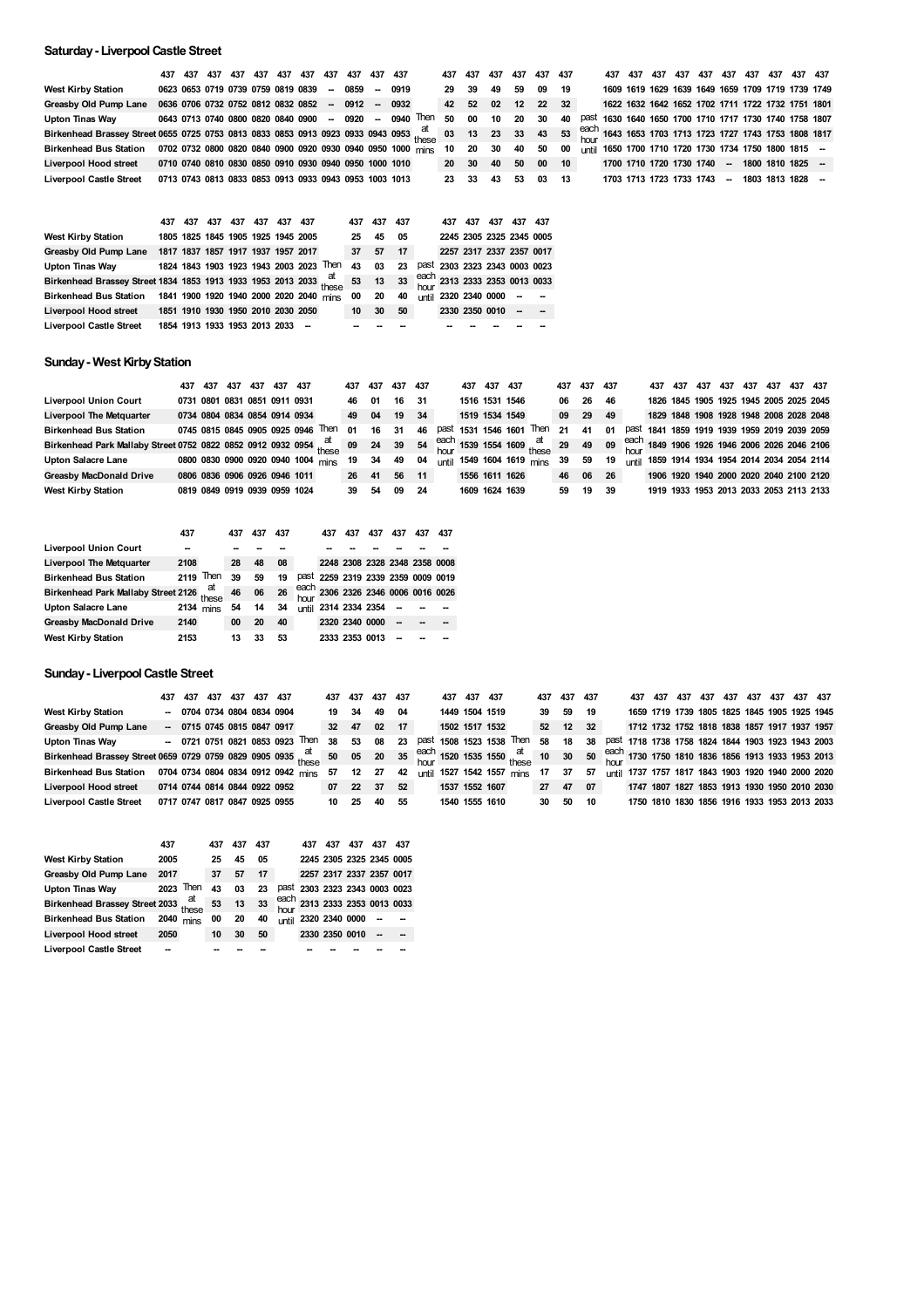## Saturday - Liverpool Castle Street

| | 437 | 437 | 437 | 437 | 437 | 437 | 437 | 437 | 437 | 437 | 437 | | 437 | 437 | 437 | 437 | 437 | 437 | | 437 | 437 | 437 | 437 | 437 | 437 | 437 | 437 | 437 | 437 |
|---|---|---|---|---|---|---|---|---|---|---|---|---|---|---|---|---|---|---|---|---|---|---|---|---|---|---|---|---|---|
| West Kirby Station | 0623 | 0653 | 0719 | 0739 | 0759 | 0819 | 0839 | -- | 0859 | -- | 0919 | | 29 | 39 | 49 | 59 | 09 | 19 | | 1609 | 1619 | 1629 | 1639 | 1649 | 1659 | 1709 | 1719 | 1739 | 1749 |
| Greasby Old Pump Lane | 0636 | 0706 | 0732 | 0752 | 0812 | 0832 | 0852 | -- | 0912 | -- | 0932 | | 42 | 52 | 02 | 12 | 22 | 32 | | 1622 | 1632 | 1642 | 1652 | 1702 | 1711 | 1722 | 1732 | 1751 | 1801 |
| Upton Tinas Way | 0643 | 0713 | 0740 | 0800 | 0820 | 0840 | 0900 | -- | 0920 | -- | 0940 | Then | 50 | 00 | 10 | 20 | 30 | 40 | past | 1630 | 1640 | 1650 | 1700 | 1710 | 1717 | 1730 | 1740 | 1758 | 1807 |
| Birkenhead Brassey Street | 0655 | 0725 | 0753 | 0813 | 0833 | 0853 | 0913 | 0923 | 0933 | 0943 | 0953 | at these | 03 | 13 | 23 | 33 | 43 | 53 | each hour | 1643 | 1653 | 1703 | 1713 | 1723 | 1727 | 1743 | 1753 | 1808 | 1817 |
| Birkenhead Bus Station | 0702 | 0732 | 0800 | 0820 | 0840 | 0900 | 0920 | 0930 | 0940 | 0950 | 1000 | mins | 10 | 20 | 30 | 40 | 50 | 00 | until | 1650 | 1700 | 1710 | 1720 | 1730 | 1734 | 1750 | 1800 | 1815 | -- |
| Liverpool Hood street | 0710 | 0740 | 0810 | 0830 | 0850 | 0910 | 0930 | 0940 | 0950 | 1000 | 1010 | | 20 | 30 | 40 | 50 | 00 | 10 | | 1700 | 1710 | 1720 | 1730 | 1740 | -- | 1800 | 1810 | 1825 | -- |
| Liverpool Castle Street | 0713 | 0743 | 0813 | 0833 | 0853 | 0913 | 0933 | 0943 | 0953 | 1003 | 1013 | | 23 | 33 | 43 | 53 | 03 | 13 | | 1703 | 1713 | 1723 | 1733 | 1743 | -- | 1803 | 1813 | 1828 | -- |

| | 437 | 437 | 437 | 437 | 437 | 437 | 437 | | 437 | 437 | 437 | | 437 | 437 | 437 | 437 | 437 |
|---|---|---|---|---|---|---|---|---|---|---|---|---|---|---|---|---|---|
| West Kirby Station | 1805 | 1825 | 1845 | 1905 | 1925 | 1945 | 2005 | | 25 | 45 | 05 | | 2245 | 2305 | 2325 | 2345 | 0005 |
| Greasby Old Pump Lane | 1817 | 1837 | 1857 | 1917 | 1937 | 1957 | 2017 | | 37 | 57 | 17 | | 2257 | 2317 | 2337 | 2357 | 0017 |
| Upton Tinas Way | 1824 | 1843 | 1903 | 1923 | 1943 | 2003 | 2023 | Then | 43 | 03 | 23 | past | 2303 | 2323 | 2343 | 0003 | 0023 |
| Birkenhead Brassey Street | 1834 | 1853 | 1913 | 1933 | 1953 | 2013 | 2033 | at these | 53 | 13 | 33 | each hour | 2313 | 2333 | 2353 | 0013 | 0033 |
| Birkenhead Bus Station | 1841 | 1900 | 1920 | 1940 | 2000 | 2020 | 2040 | mins | 00 | 20 | 40 | until | 2320 | 2340 | 0000 | -- | -- |
| Liverpool Hood street | 1851 | 1910 | 1930 | 1950 | 2010 | 2030 | 2050 | | 10 | 30 | 50 | | 2330 | 2350 | 0010 | -- | -- |
| Liverpool Castle Street | 1854 | 1913 | 1933 | 1953 | 2013 | 2033 | -- | | -- | -- | -- | | -- | -- | -- | -- | -- |

## Sunday - West Kirby Station

| | 437 | 437 | 437 | 437 | 437 | 437 | | 437 | 437 | 437 | 437 | | 437 | 437 | 437 | | 437 | 437 | 437 | | 437 | 437 | 437 | 437 | 437 | 437 | 437 | 437 |
|---|---|---|---|---|---|---|---|---|---|---|---|---|---|---|---|---|---|---|---|---|---|---|---|---|---|---|---|---|
| Liverpool Union Court | 0731 | 0801 | 0831 | 0851 | 0911 | 0931 | | 46 | 01 | 16 | 31 | | 1516 | 1531 | 1546 | | 06 | 26 | 46 | | 1826 | 1845 | 1905 | 1925 | 1945 | 2005 | 2025 | 2045 |
| Liverpool The Metquarter | 0734 | 0804 | 0834 | 0854 | 0914 | 0934 | | 49 | 04 | 19 | 34 | | 1519 | 1534 | 1549 | | 09 | 29 | 49 | | 1829 | 1848 | 1908 | 1928 | 1948 | 2008 | 2028 | 2048 |
| Birkenhead Bus Station | 0745 | 0815 | 0845 | 0905 | 0925 | 0946 | Then | 01 | 16 | 31 | 46 | past | 1531 | 1546 | 1601 | Then | 21 | 41 | 01 | past | 1841 | 1859 | 1919 | 1939 | 1959 | 2019 | 2039 | 2059 |
| Birkenhead Park Mallaby Street | 0752 | 0822 | 0852 | 0912 | 0932 | 0954 | at these | 09 | 24 | 39 | 54 | each hour | 1539 | 1554 | 1609 | at these | 29 | 49 | 09 | each hour | 1849 | 1906 | 1926 | 1946 | 2006 | 2026 | 2046 | 2106 |
| Upton Salacre Lane | 0800 | 0830 | 0900 | 0920 | 0940 | 1004 | mins | 19 | 34 | 49 | 04 | until | 1549 | 1604 | 1619 | mins | 39 | 59 | 19 | until | 1859 | 1914 | 1934 | 1954 | 2014 | 2034 | 2054 | 2114 |
| Greasby MacDonald Drive | 0806 | 0836 | 0906 | 0926 | 0946 | 1011 | | 26 | 41 | 56 | 11 | | 1556 | 1611 | 1626 | | 46 | 06 | 26 | | 1906 | 1920 | 1940 | 2000 | 2020 | 2040 | 2100 | 2120 |
| West Kirby Station | 0819 | 0849 | 0919 | 0939 | 0959 | 1024 | | 39 | 54 | 09 | 24 | | 1609 | 1624 | 1639 | | 59 | 19 | 39 | | 1919 | 1933 | 1953 | 2013 | 2033 | 2053 | 2113 | 2133 |

| | 437 | | 437 | 437 | 437 | | 437 | 437 | 437 | 437 | 437 | 437 |
|---|---|---|---|---|---|---|---|---|---|---|---|---|
| Liverpool Union Court | -- | | -- | -- | -- | | -- | -- | -- | -- | -- | -- |
| Liverpool The Metquarter | 2108 | | 28 | 48 | 08 | | 2248 | 2308 | 2328 | 2348 | 2358 | 0008 |
| Birkenhead Bus Station | 2119 | Then | 39 | 59 | 19 | past | 2259 | 2319 | 2339 | 2359 | 0009 | 0019 |
| Birkenhead Park Mallaby Street | 2126 | at these | 46 | 06 | 26 | each hour | 2306 | 2326 | 2346 | 0006 | 0016 | 0026 |
| Upton Salacre Lane | 2134 | mins | 54 | 14 | 34 | until | 2314 | 2334 | 2354 | -- | -- | -- |
| Greasby MacDonald Drive | 2140 | | 00 | 20 | 40 | | 2320 | 2340 | 0000 | -- | -- | -- |
| West Kirby Station | 2153 | | 13 | 33 | 53 | | 2333 | 2353 | 0013 | -- | -- | -- |

## Sunday - Liverpool Castle Street

| | 437 | 437 | 437 | 437 | 437 | 437 | | 437 | 437 | 437 | 437 | | 437 | 437 | 437 | | 437 | 437 | 437 | | 437 | 437 | 437 | 437 | 437 | 437 | 437 | 437 | 437 |
|---|---|---|---|---|---|---|---|---|---|---|---|---|---|---|---|---|---|---|---|---|---|---|---|---|---|---|---|---|---|
| West Kirby Station | -- | 0704 | 0734 | 0804 | 0834 | 0904 | | 19 | 34 | 49 | 04 | | 1449 | 1504 | 1519 | | 39 | 59 | 19 | | 1659 | 1719 | 1739 | 1805 | 1825 | 1845 | 1905 | 1925 | 1945 |
| Greasby Old Pump Lane | -- | 0715 | 0745 | 0815 | 0847 | 0917 | | 32 | 47 | 02 | 17 | | 1502 | 1517 | 1532 | | 52 | 12 | 32 | | 1712 | 1732 | 1752 | 1818 | 1838 | 1857 | 1917 | 1937 | 1957 |
| Upton Tinas Way | -- | 0721 | 0751 | 0821 | 0853 | 0923 | Then | 38 | 53 | 08 | 23 | past | 1508 | 1523 | 1538 | Then | 58 | 18 | 38 | past | 1718 | 1738 | 1758 | 1824 | 1844 | 1903 | 1923 | 1943 | 2003 |
| Birkenhead Brassey Street | 0659 | 0729 | 0759 | 0829 | 0905 | 0935 | at these | 50 | 05 | 20 | 35 | each hour | 1520 | 1535 | 1550 | at these | 10 | 30 | 50 | each hour | 1730 | 1750 | 1810 | 1836 | 1856 | 1913 | 1933 | 1953 | 2013 |
| Birkenhead Bus Station | 0704 | 0734 | 0804 | 0834 | 0912 | 0942 | mins | 57 | 12 | 27 | 42 | until | 1527 | 1542 | 1557 | mins | 17 | 37 | 57 | until | 1737 | 1757 | 1817 | 1843 | 1903 | 1920 | 1940 | 2000 | 2020 |
| Liverpool Hood street | 0714 | 0744 | 0814 | 0844 | 0922 | 0952 | | 07 | 22 | 37 | 52 | | 1537 | 1552 | 1607 | | 27 | 47 | 07 | | 1747 | 1807 | 1827 | 1853 | 1913 | 1930 | 1950 | 2010 | 2030 |
| Liverpool Castle Street | 0717 | 0747 | 0817 | 0847 | 0925 | 0955 | | 10 | 25 | 40 | 55 | | 1540 | 1555 | 1610 | | 30 | 50 | 10 | | 1750 | 1810 | 1830 | 1856 | 1916 | 1933 | 1953 | 2013 | 2033 |

| | 437 | | 437 | 437 | 437 | | 437 | 437 | 437 | 437 | 437 |
|---|---|---|---|---|---|---|---|---|---|---|---|
| West Kirby Station | 2005 | | 25 | 45 | 05 | | 2245 | 2305 | 2325 | 2345 | 0005 |
| Greasby Old Pump Lane | 2017 | | 37 | 57 | 17 | | 2257 | 2317 | 2337 | 2357 | 0017 |
| Upton Tinas Way | 2023 | Then | 43 | 03 | 23 | past | 2303 | 2323 | 2343 | 0003 | 0023 |
| Birkenhead Brassey Street | 2033 | at these | 53 | 13 | 33 | each hour | 2313 | 2333 | 2353 | 0013 | 0033 |
| Birkenhead Bus Station | 2040 | mins | 00 | 20 | 40 | until | 2320 | 2340 | 0000 | -- | -- |
| Liverpool Hood street | 2050 | | 10 | 30 | 50 | | 2330 | 2350 | 0010 | -- | -- |
| Liverpool Castle Street | -- | | -- | -- | -- | | -- | -- | -- | -- | -- |